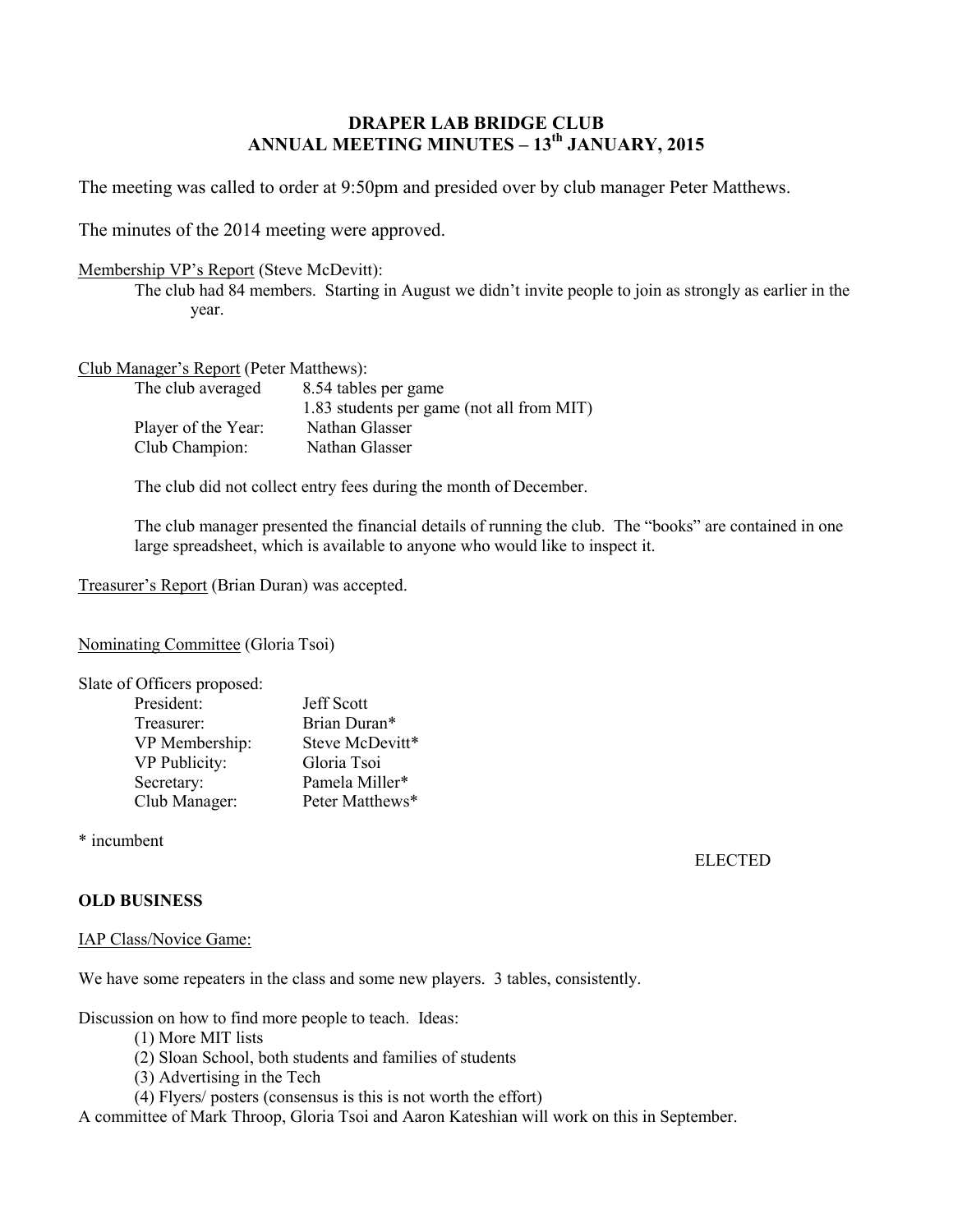# DRAPER LAB BRIDGE CLUB
## ANNUAL MEETING MINUTES – 13th JANUARY, 2015

The meeting was called to order at 9:50pm and presided over by club manager Peter Matthews.

The minutes of the 2014 meeting were approved.

Membership VP's Report (Steve McDevitt):

The club had 84 members. Starting in August we didn't invite people to join as strongly as earlier in the year.

Club Manager's Report (Peter Matthews):

| | |
|---|---|
| The club averaged | 8.54 tables per game |
| | 1.83 students per game (not all from MIT) |
| Player of the Year: | Nathan Glasser |
| Club Champion: | Nathan Glasser |

The club did not collect entry fees during the month of December.

The club manager presented the financial details of running the club. The "books" are contained in one large spreadsheet, which is available to anyone who would like to inspect it.

Treasurer's Report (Brian Duran) was accepted.

Nominating Committee (Gloria Tsoi)

Slate of Officers proposed:

| | |
|---|---|
| President: | Jeff Scott |
| Treasurer: | Brian Duran* |
| VP Membership: | Steve McDevitt* |
| VP Publicity: | Gloria Tsoi |
| Secretary: | Pamela Miller* |
| Club Manager: | Peter Matthews* |

\* incumbent

ELECTED

**OLD BUSINESS**

IAP Class/Novice Game:

We have some repeaters in the class and some new players. 3 tables, consistently.

Discussion on how to find more people to teach. Ideas:

(1) More MIT lists
(2) Sloan School, both students and families of students
(3) Advertising in the Tech
(4) Flyers/ posters (consensus is this is not worth the effort)

A committee of Mark Throop, Gloria Tsoi and Aaron Kateshian will work on this in September.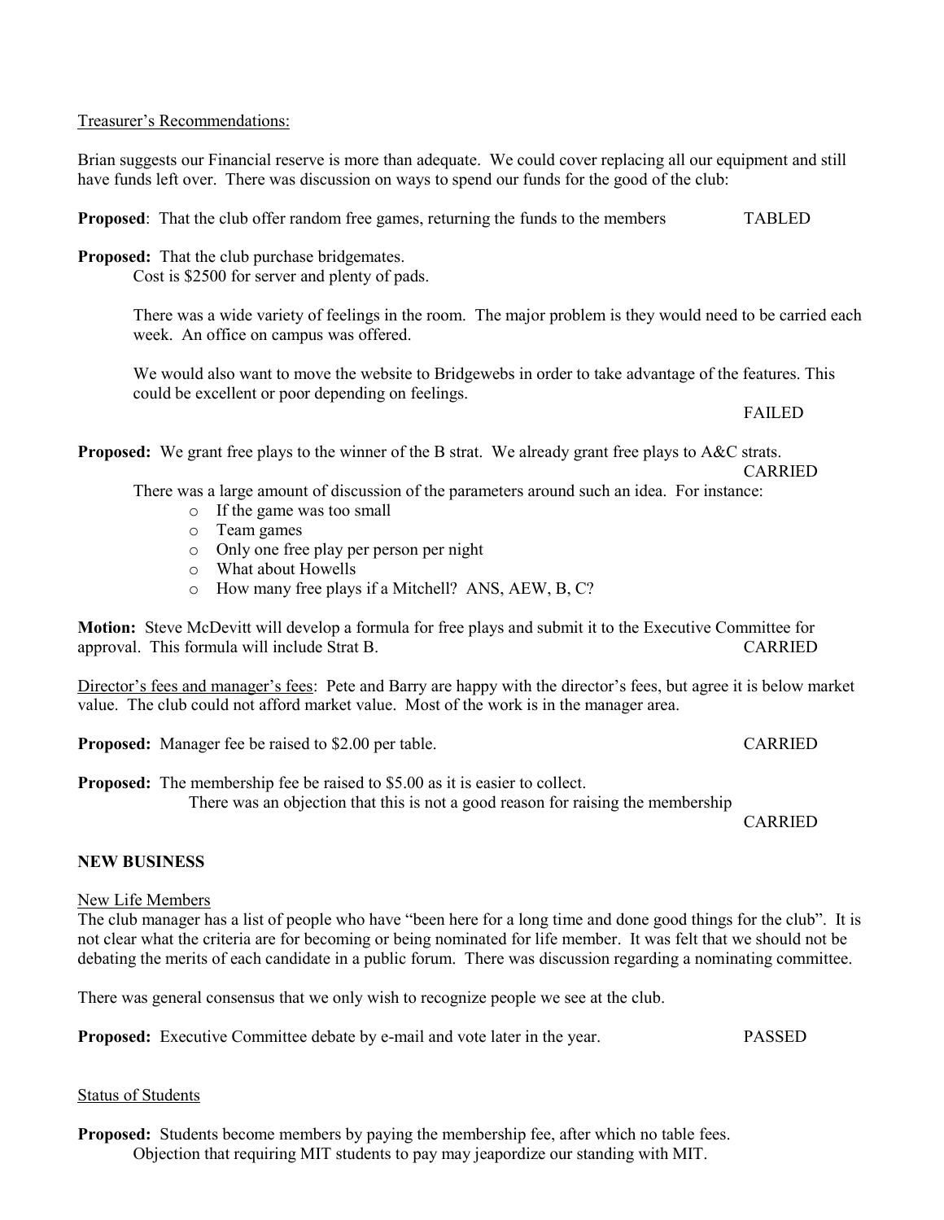Treasurer's Recommendations:

Brian suggests our Financial reserve is more than adequate. We could cover replacing all our equipment and still have funds left over. There was discussion on ways to spend our funds for the good of the club:

**Proposed**: That the club offer random free games, returning the funds to the members TABLED

**Proposed:** That the club purchase bridgemates.
Cost is $2500 for server and plenty of pads.

There was a wide variety of feelings in the room. The major problem is they would need to be carried each week. An office on campus was offered.

We would also want to move the website to Bridgewebs in order to take advantage of the features. This could be excellent or poor depending on feelings.

FAILED

**Proposed:** We grant free plays to the winner of the B strat. We already grant free plays to A&C strats.
CARRIED

There was a large amount of discussion of the parameters around such an idea. For instance:

- If the game was too small
- Team games
- Only one free play per person per night
- What about Howells
- How many free plays if a Mitchell? ANS, AEW, B, C?

**Motion:** Steve McDevitt will develop a formula for free plays and submit it to the Executive Committee for approval. This formula will include Strat B. CARRIED

Director's fees and manager's fees: Pete and Barry are happy with the director's fees, but agree it is below market value. The club could not afford market value. Most of the work is in the manager area.

**Proposed:** Manager fee be raised to $2.00 per table. CARRIED

**Proposed:** The membership fee be raised to $5.00 as it is easier to collect.
There was an objection that this is not a good reason for raising the membership
CARRIED

**NEW BUSINESS**

New Life Members
The club manager has a list of people who have "been here for a long time and done good things for the club". It is not clear what the criteria are for becoming or being nominated for life member. It was felt that we should not be debating the merits of each candidate in a public forum. There was discussion regarding a nominating committee.

There was general consensus that we only wish to recognize people we see at the club.

**Proposed:** Executive Committee debate by e-mail and vote later in the year. PASSED

Status of Students

**Proposed:** Students become members by paying the membership fee, after which no table fees.
Objection that requiring MIT students to pay may jeapordize our standing with MIT.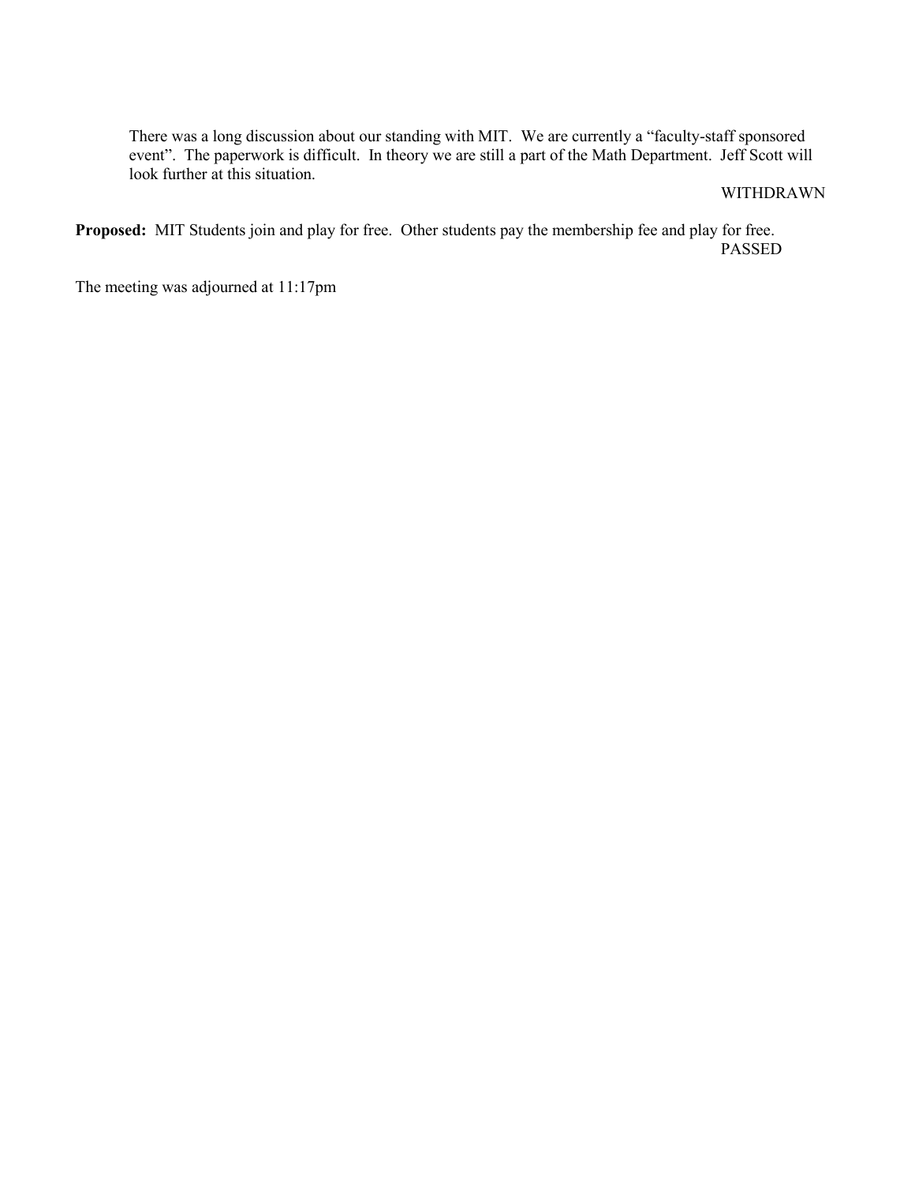There was a long discussion about our standing with MIT. We are currently a "faculty-staff sponsored event". The paperwork is difficult. In theory we are still a part of the Math Department. Jeff Scott will look further at this situation.

WITHDRAWN

**Proposed:** MIT Students join and play for free. Other students pay the membership fee and play for free.

PASSED

The meeting was adjourned at 11:17pm